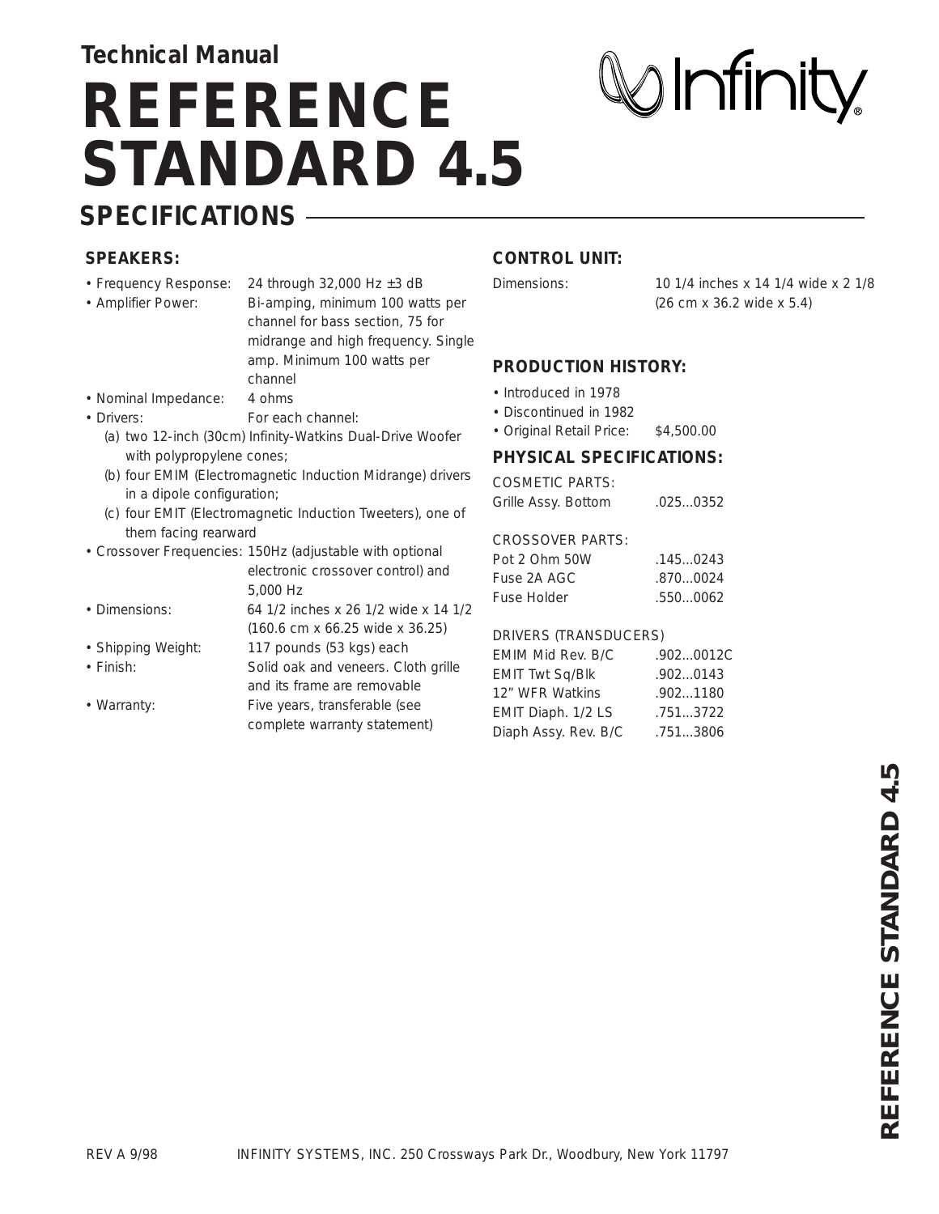Technical Manual

# REFERENCE STANDARD 4.5

Infinity®

## SPECIFICATIONS

### SPEAKERS:

- Frequency Response: 24 through 32,000 Hz ±3 dB
- Amplifier Power: Bi-amping, minimum 100 watts per channel for bass section, 75 for midrange and high frequency. Single amp. Minimum 100 watts per channel
- Nominal Impedance: 4 ohms
- Drivers: For each channel:
  - (a) two 12-inch (30cm) Infinity-Watkins Dual-Drive Woofer with polypropylene cones;
  - (b) four EMIM (Electromagnetic Induction Midrange) drivers in a dipole configuration;
  - (c) four EMIT (Electromagnetic Induction Tweeters), one of them facing rearward
- Crossover Frequencies: 150Hz (adjustable with optional electronic crossover control) and 5,000 Hz
- Dimensions: 64 1/2 inches x 26 1/2 wide x 14 1/2 (160.6 cm x 66.25 wide x 36.25)
- Shipping Weight: 117 pounds (53 kgs) each
- Finish: Solid oak and veneers. Cloth grille and its frame are removable
- Warranty: Five years, transferable (see complete warranty statement)

### CONTROL UNIT:

Dimensions: 10 1/4 inches x 14 1/4 wide x 2 1/8 (26 cm x 36.2 wide x 5.4)

### PRODUCTION HISTORY:

- Introduced in 1978
- Discontinued in 1982
- Original Retail Price: $4,500.00

### PHYSICAL SPECIFICATIONS:

| COSMETIC PARTS: | |
|---|---|
| Grille Assy. Bottom | .025...0352 |

| CROSSOVER PARTS: | |
|---|---|
| Pot 2 Ohm 50W | .145...0243 |
| Fuse 2A AGC | .870...0024 |
| Fuse Holder | .550...0062 |

| DRIVERS (TRANSDUCERS) | |
|---|---|
| EMIM Mid Rev. B/C | .902...0012C |
| EMIT Twt Sq/Blk | .902...0143 |
| 12" WFR Watkins | .902...1180 |
| EMIT Diaph. 1/2 LS | .751...3722 |
| Diaph Assy. Rev. B/C | .751...3806 |

REV A 9/98 INFINITY SYSTEMS, INC. 250 Crossways Park Dr., Woodbury, New York 11797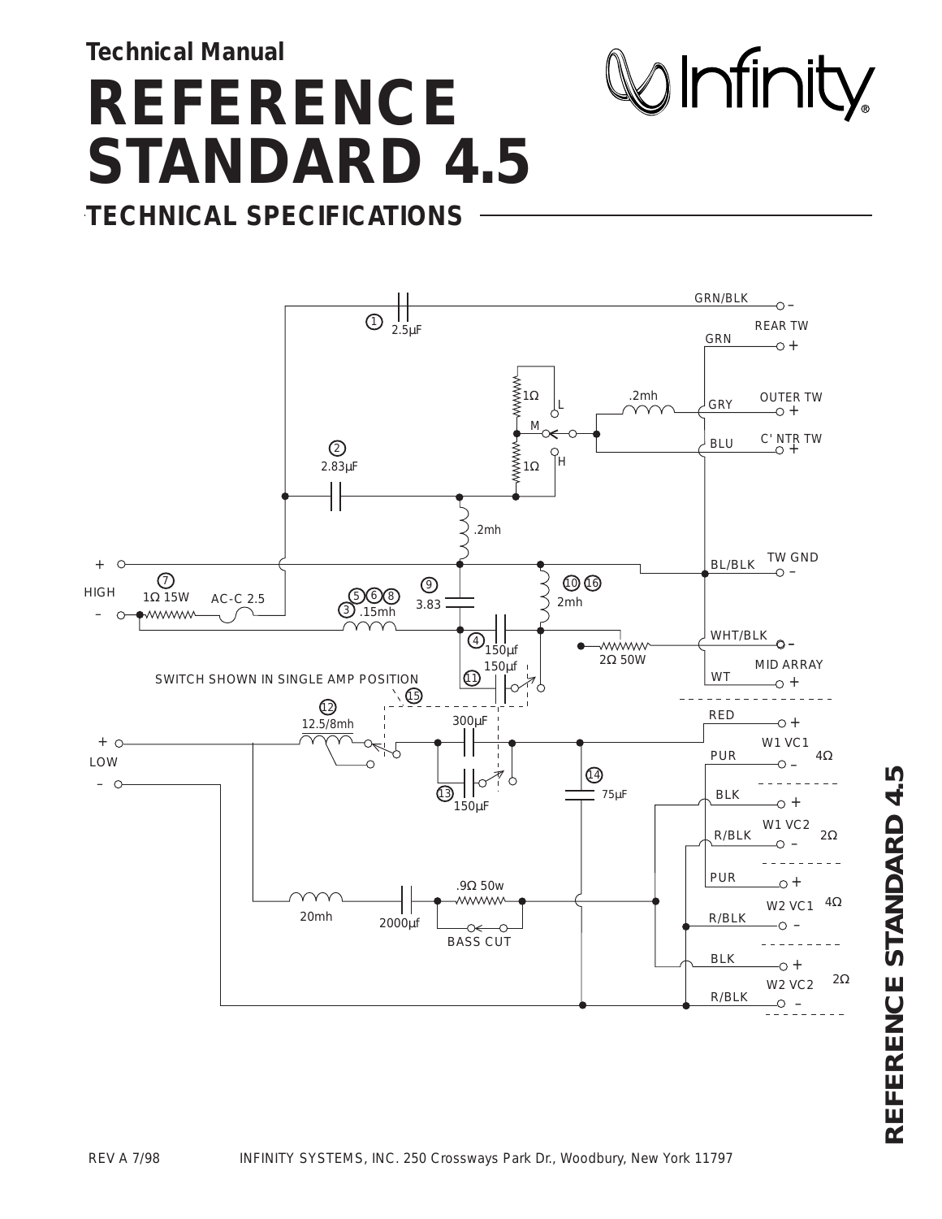**Technical Manual**

# REFERENCE STANDARD 4.5

## TECHNICAL SPECIFICATIONS

GRN/BLK –
REAR TW
GRN +
1 2.5µF
1Ω
L
.2mh
GRY OUTER TW +
M
BLU C' NTR TW +
2
2.83µF
H
1Ω
.2mh
+ HIGH
BL/BLK TW GND –
7
1Ω 15W AC-C 2.5
5 6 8
3 .15mh
9
3.83
10 16
2mh
–
4 150µf
2Ω 50W
WHT/BLK –
MID ARRAY
11 150µf
WT +
SWITCH SHOWN IN SINGLE AMP POSITION
15
12
12.5/8mh
300µF
RED +
+ LOW
W1 VC1 4Ω
PUR –
– 14
75µF
13 150µF
BLK +
W1 VC2 2Ω
R/BLK –
PUR +
.9Ω 50w
W2 VC1 4Ω
20mh 2000µf
R/BLK –
BASS CUT
BLK +
W2 VC2 2Ω
R/BLK –

REV A 7/98

INFINITY SYSTEMS, INC. 250 Crossways Park Dr., Woodbury, New York 11797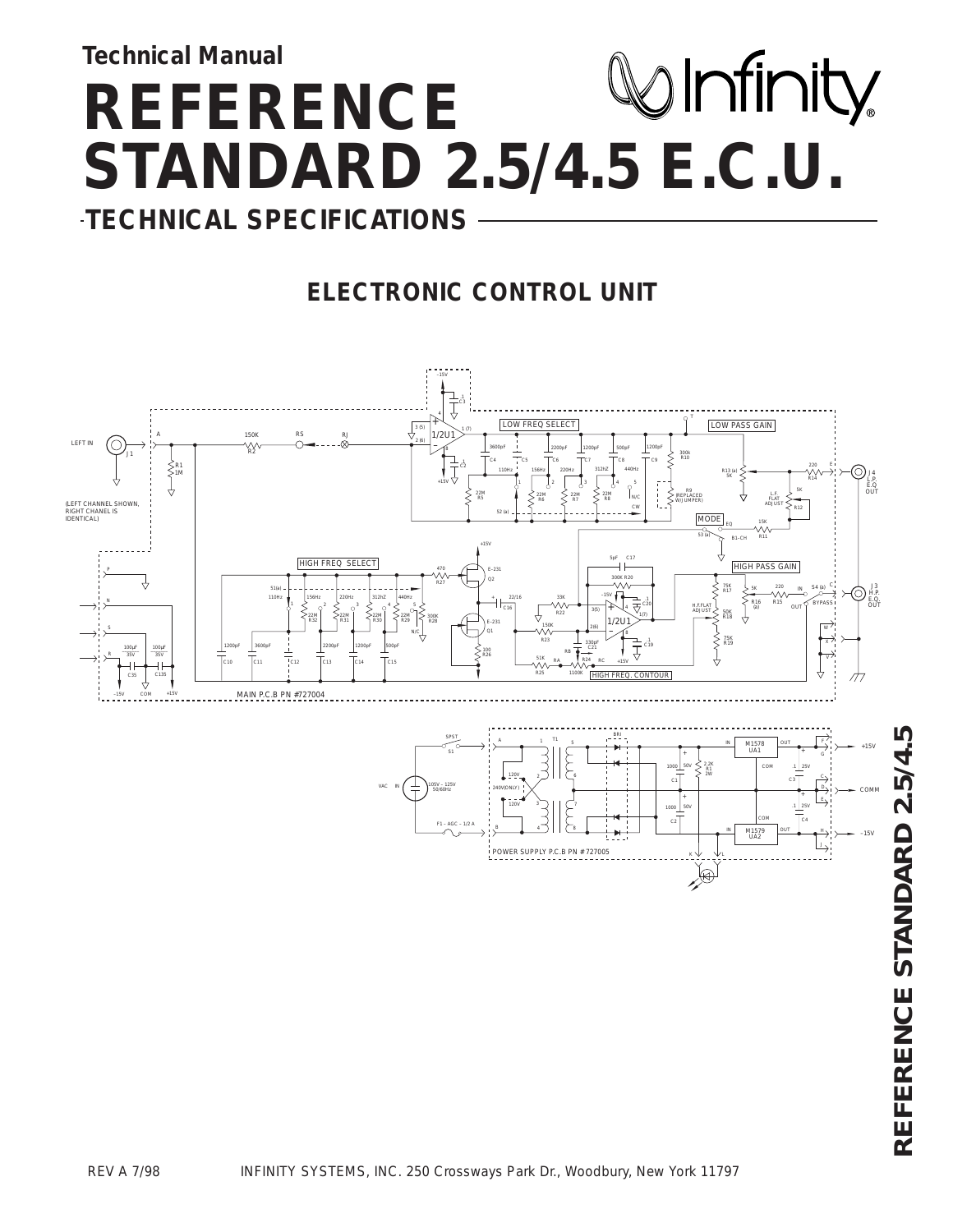Technical Manual

# REFERENCE STANDARD 2.5/4.5 E.C.U.

## TECHNICAL SPECIFICATIONS

### ELECTRONIC CONTROL UNIT

(LEFT CHANNEL SHOWN, RIGHT CHANEL IS IDENTICAL)

MAIN P.C.B PN #727004

POWER SUPPLY P.C.B PN #727005

REV A 7/98

INFINITY SYSTEMS, INC. 250 Crossways Park Dr., Woodbury, New York 11797